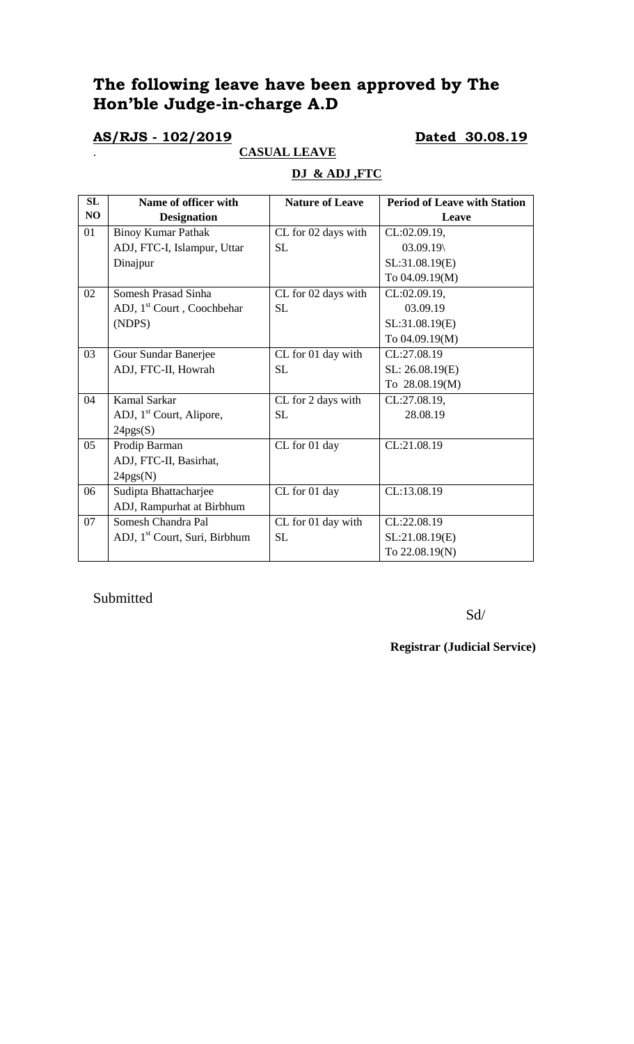# The following leave have been approved by The Hon'ble Judge-in-charge A.D

**AS/RJS - 102/2019** **Dated 30.08.19**

**CASUAL LEAVE**

**DJ & ADJ ,FTC**

| SL NO | Name of officer with Designation | Nature of Leave | Period of Leave with Station Leave |
|---|---|---|---|
| 01 | Binoy Kumar Pathak<br>ADJ, FTC-I, Islampur, Uttar Dinajpur | CL for 02 days with SL | CL:02.09.19,<br>03.09.19\<br>SL:31.08.19(E)<br>To 04.09.19(M) |
| 02 | Somesh Prasad Sinha<br>ADJ, 1st Court , Coochbehar (NDPS) | CL for 02 days with SL | CL:02.09.19,<br>03.09.19<br>SL:31.08.19(E)<br>To 04.09.19(M) |
| 03 | Gour Sundar Banerjee<br>ADJ, FTC-II, Howrah | CL for 01 day with SL | CL:27.08.19<br>SL: 26.08.19(E)<br>To 28.08.19(M) |
| 04 | Kamal Sarkar<br>ADJ, 1st Court, Alipore, 24pgs(S) | CL for 2 days with SL | CL:27.08.19,<br>28.08.19 |
| 05 | Prodip Barman<br>ADJ, FTC-II, Basirhat, 24pgs(N) | CL for 01 day | CL:21.08.19 |
| 06 | Sudipta Bhattacharjee<br>ADJ, Rampurhat at Birbhum | CL for 01 day | CL:13.08.19 |
| 07 | Somesh Chandra Pal<br>ADJ, 1st Court, Suri, Birbhum | CL for 01 day with SL | CL:22.08.19<br>SL:21.08.19(E)<br>To 22.08.19(N) |

Submitted

Sd/

**Registrar (Judicial Service)**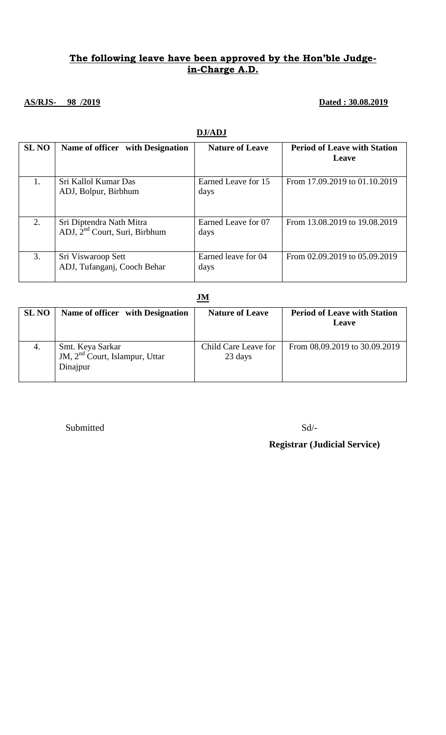## **The following leave have been approved by the Hon'ble Judge-in-Charge A.D.**

**AS/RJS- 98 /2019** **Dated : 30.08.2019**

**DJ/ADJ**

| SL NO | Name of officer with Designation | Nature of Leave | Period of Leave with Station Leave |
|---|---|---|---|
| 1. | Sri Kallol Kumar Das<br>ADJ, Bolpur, Birbhum | Earned Leave for 15 days | From 17.09.2019 to 01.10.2019 |
| 2. | Sri Diptendra Nath Mitra<br>ADJ, 2nd Court, Suri, Birbhum | Earned Leave for 07 days | From 13.08.2019 to 19.08.2019 |
| 3. | Sri Viswaroop Sett<br>ADJ, Tufanganj, Cooch Behar | Earned leave for 04 days | From 02.09.2019 to 05.09.2019 |

**JM**

| SL NO | Name of officer with Designation | Nature of Leave | Period of Leave with Station Leave |
|---|---|---|---|
| 4. | Smt. Keya Sarkar<br>JM, 2nd Court, Islampur, Uttar Dinajpur | Child Care Leave for 23 days | From 08.09.2019 to 30.09.2019 |

Submitted

Sd/-

**Registrar (Judicial Service)**